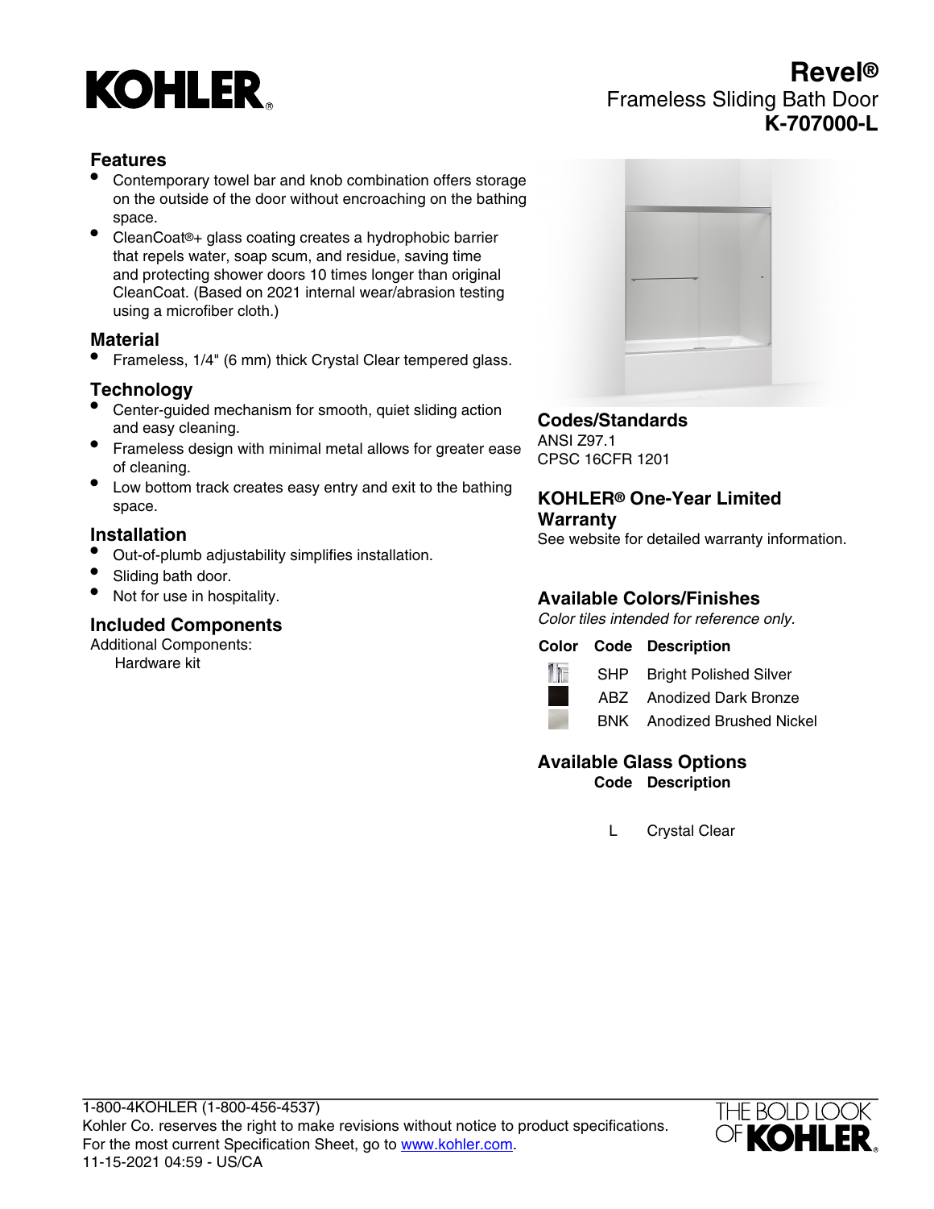# KOHLER

# Revel®
## Frameless Sliding Bath Door
## K-707000-L

### Features

- Contemporary towel bar and knob combination offers storage on the outside of the door without encroaching on the bathing space.
- CleanCoat®+ glass coating creates a hydrophobic barrier that repels water, soap scum, and residue, saving time and protecting shower doors 10 times longer than original CleanCoat. (Based on 2021 internal wear/abrasion testing using a microfiber cloth.)

### Material

- Frameless, 1/4" (6 mm) thick Crystal Clear tempered glass.

### Technology

- Center-guided mechanism for smooth, quiet sliding action and easy cleaning.
- Frameless design with minimal metal allows for greater ease of cleaning.
- Low bottom track creates easy entry and exit to the bathing space.

### Installation

- Out-of-plumb adjustability simplifies installation.
- Sliding bath door.
- Not for use in hospitality.

### Included Components

Additional Components:
 Hardware kit

### Codes/Standards

ANSI Z97.1
CPSC 16CFR 1201

### KOHLER® One-Year Limited Warranty

See website for detailed warranty information.

### Available Colors/Finishes

*Color tiles intended for reference only.*

| Color | Code | Description |
|---|---|---|
| | SHP | Bright Polished Silver |
| | ABZ | Anodized Dark Bronze |
| | BNK | Anodized Brushed Nickel |

### Available Glass Options

| Code | Description |
|---|---|
| L | Crystal Clear |

1-800-4KOHLER (1-800-456-4537)
Kohler Co. reserves the right to make revisions without notice to product specifications.
For the most current Specification Sheet, go to www.kohler.com.
11-15-2021 04:59 - US/CA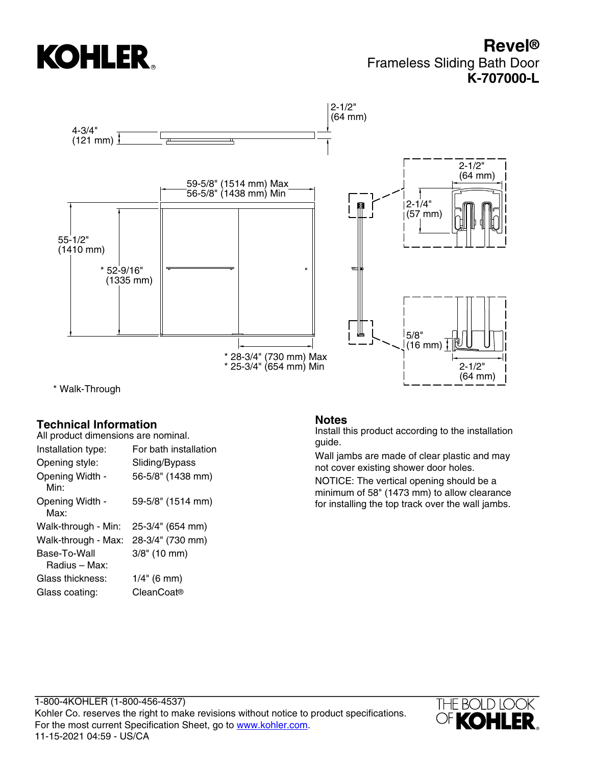# Revel®

Frameless Sliding Bath Door

**K-707000-L**

2-1/2"
(64 mm)

4-3/4"
(121 mm)

59-5/8" (1514 mm) Max
56-5/8" (1438 mm) Min

55-1/2"
(1410 mm)

* 52-9/16"
(1335 mm)

* 28-3/4" (730 mm) Max
* 25-3/4" (654 mm) Min

2-1/2"
(64 mm)

2-1/4"
(57 mm)

5/8"
(16 mm)

2-1/2"
(64 mm)

* Walk-Through

## Technical Information

All product dimensions are nominal.

| | |
|---|---|
| Installation type: | For bath installation |
| Opening style: | Sliding/Bypass |
| Opening Width - Min: | 56-5/8" (1438 mm) |
| Opening Width - Max: | 59-5/8" (1514 mm) |
| Walk-through - Min: | 25-3/4" (654 mm) |
| Walk-through - Max: | 28-3/4" (730 mm) |
| Base-To-Wall Radius – Max: | 3/8" (10 mm) |
| Glass thickness: | 1/4" (6 mm) |
| Glass coating: | CleanCoat® |

## Notes

Install this product according to the installation guide.

Wall jambs are made of clear plastic and may not cover existing shower door holes.

NOTICE: The vertical opening should be a minimum of 58" (1473 mm) to allow clearance for installing the top track over the wall jambs.

1-800-4KOHLER (1-800-456-4537)
Kohler Co. reserves the right to make revisions without notice to product specifications.
For the most current Specification Sheet, go to www.kohler.com.
11-15-2021 04:59 - US/CA